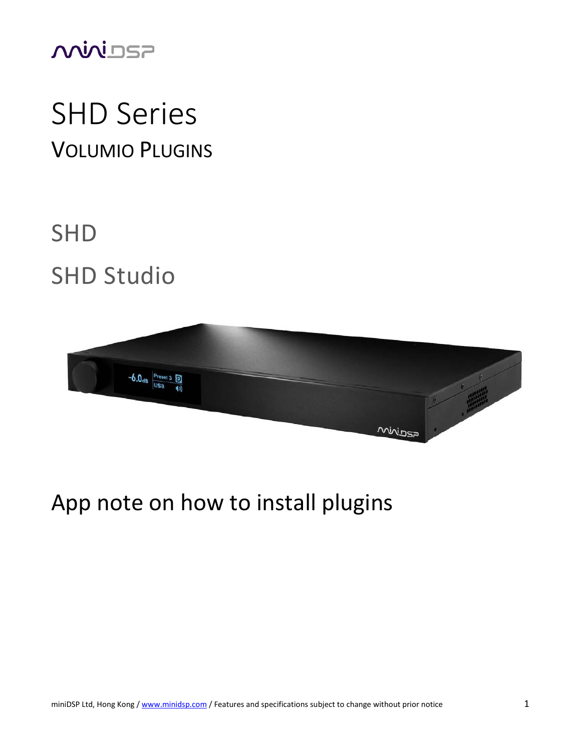# SHD Series

## VOLUMIO PLUGINS

## SHD

## SHD Studio

## App note on how to install plugins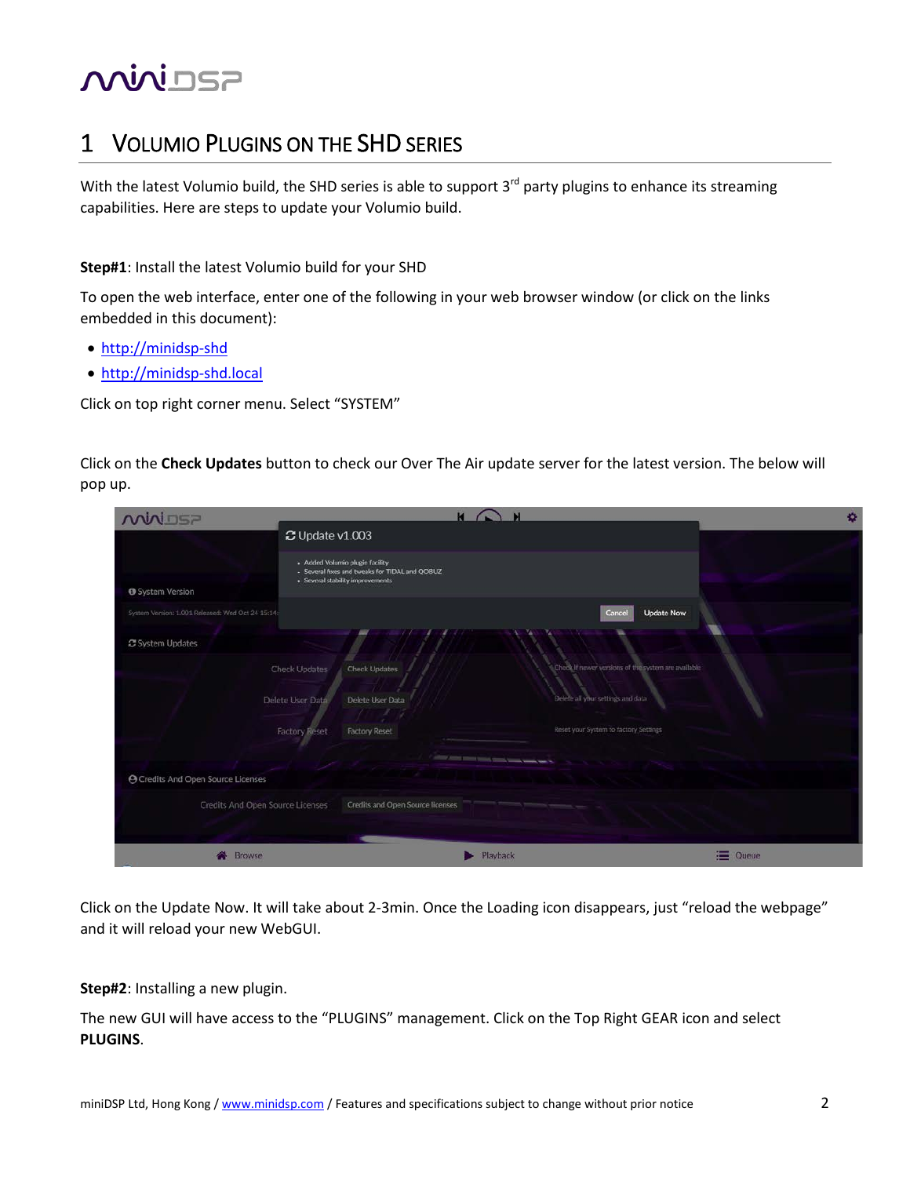# 1 VOLUMIO PLUGINS ON THE SHD SERIES

With the latest Volumio build, the SHD series is able to support 3rd party plugins to enhance its streaming capabilities. Here are steps to update your Volumio build.

**Step#1**: Install the latest Volumio build for your SHD

To open the web interface, enter one of the following in your web browser window (or click on the links embedded in this document):

- http://minidsp-shd
- http://minidsp-shd.local

Click on top right corner menu. Select "SYSTEM"

Click on the **Check Updates** button to check our Over The Air update server for the latest version. The below will pop up.

Click on the Update Now. It will take about 2-3min. Once the Loading icon disappears, just "reload the webpage" and it will reload your new WebGUI.

**Step#2**: Installing a new plugin.

The new GUI will have access to the "PLUGINS" management. Click on the Top Right GEAR icon and select **PLUGINS**.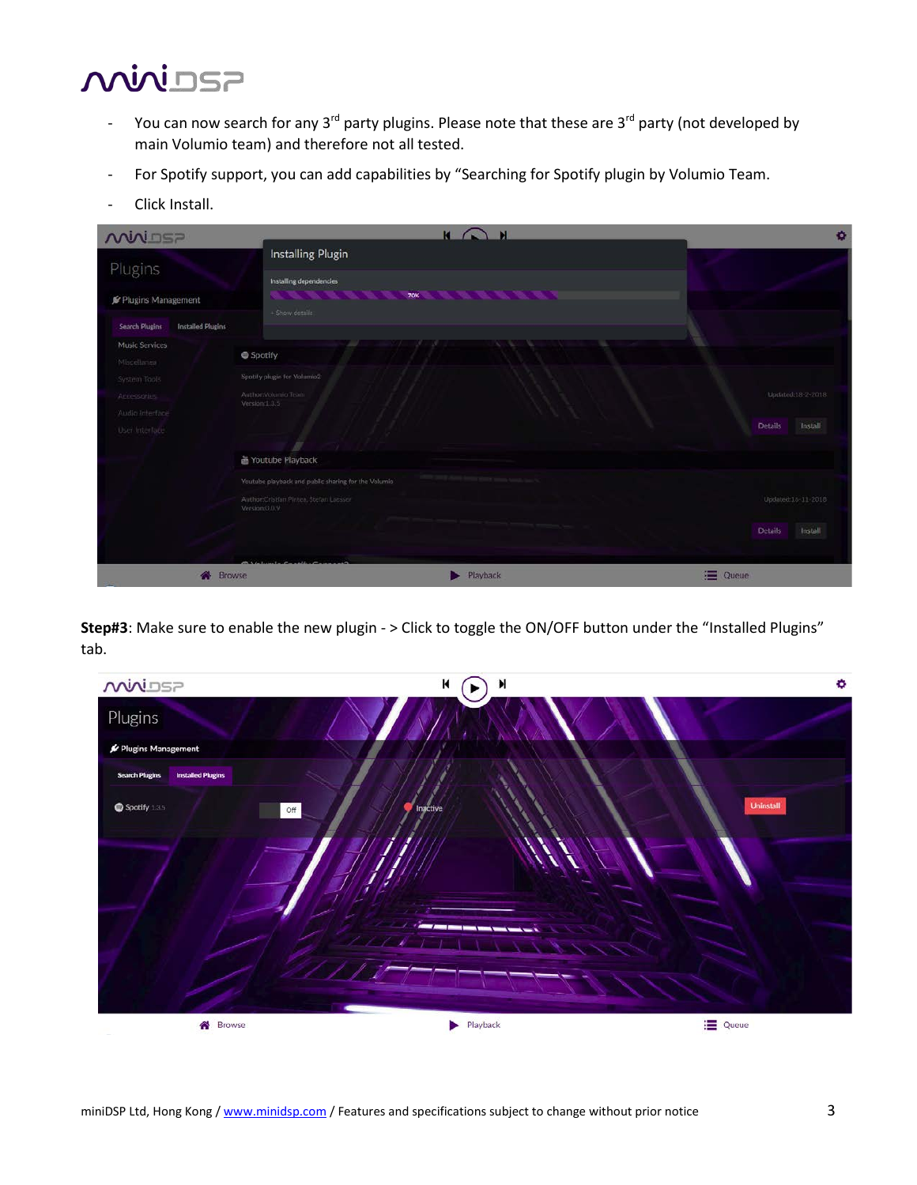- You can now search for any 3rd party plugins. Please note that these are 3rd party (not developed by main Volumio team) and therefore not all tested.
- For Spotify support, you can add capabilities by “Searching for Spotify plugin by Volumio Team.
- Click Install.

**Step#3**: Make sure to enable the new plugin - > Click to toggle the ON/OFF button under the “Installed Plugins” tab.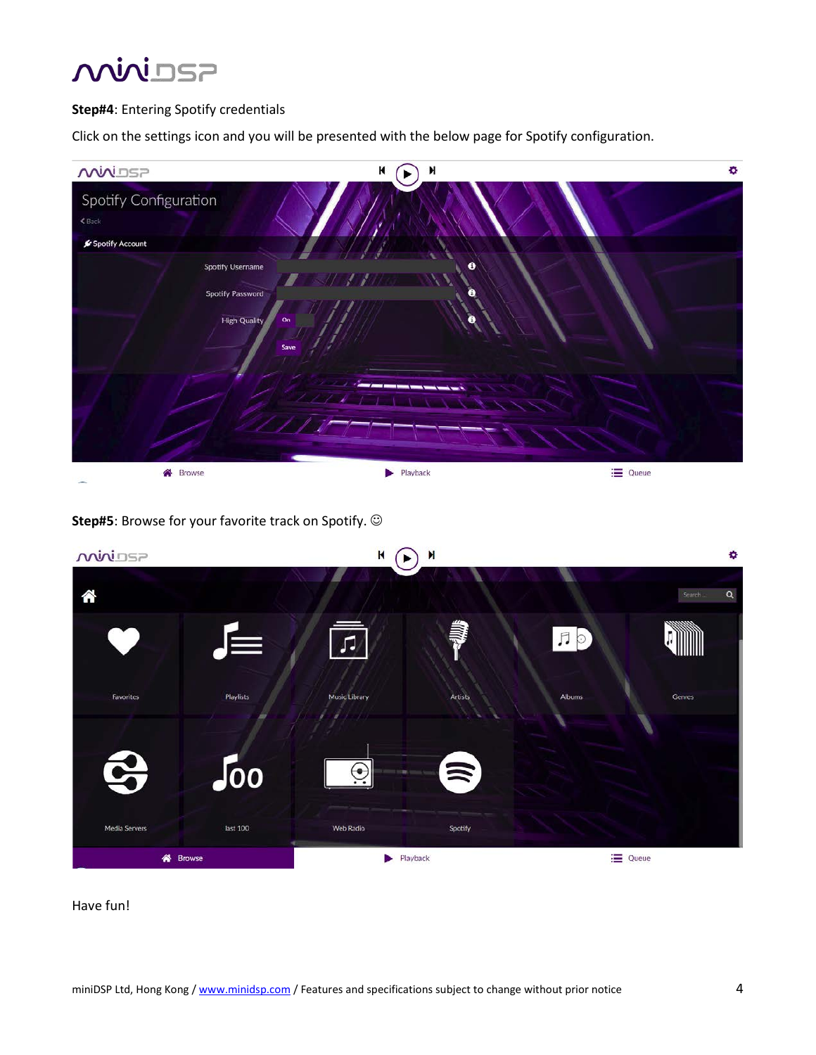**Step#4**: Entering Spotify credentials

Click on the settings icon and you will be presented with the below page for Spotify configuration.

**Step#5**: Browse for your favorite track on Spotify. ☺

Have fun!